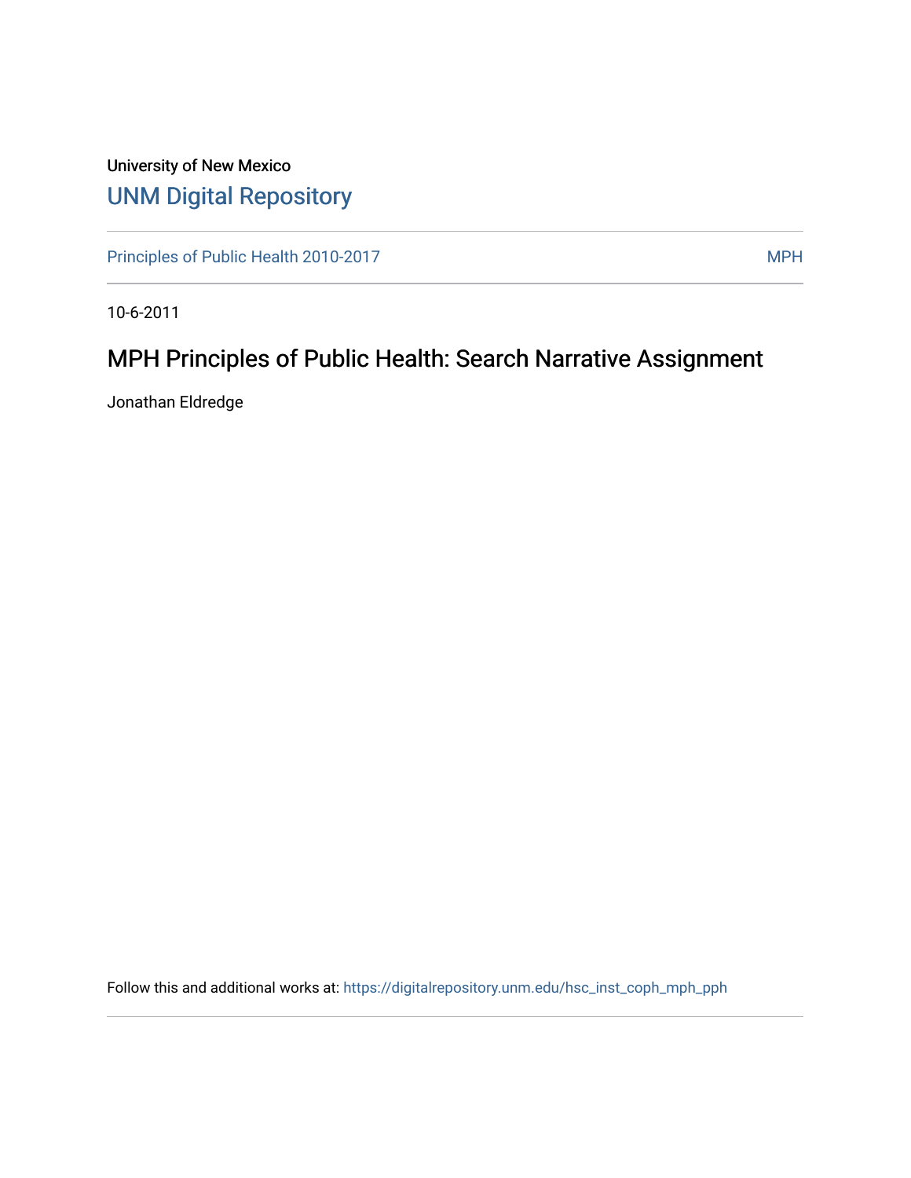University of New Mexico

## UNM Digital Repository

Principles of Public Health 2010-2017 | MPH

10-6-2011

# MPH Principles of Public Health: Search Narrative Assignment

Jonathan Eldredge

Follow this and additional works at: https://digitalrepository.unm.edu/hsc_inst_coph_mph_pph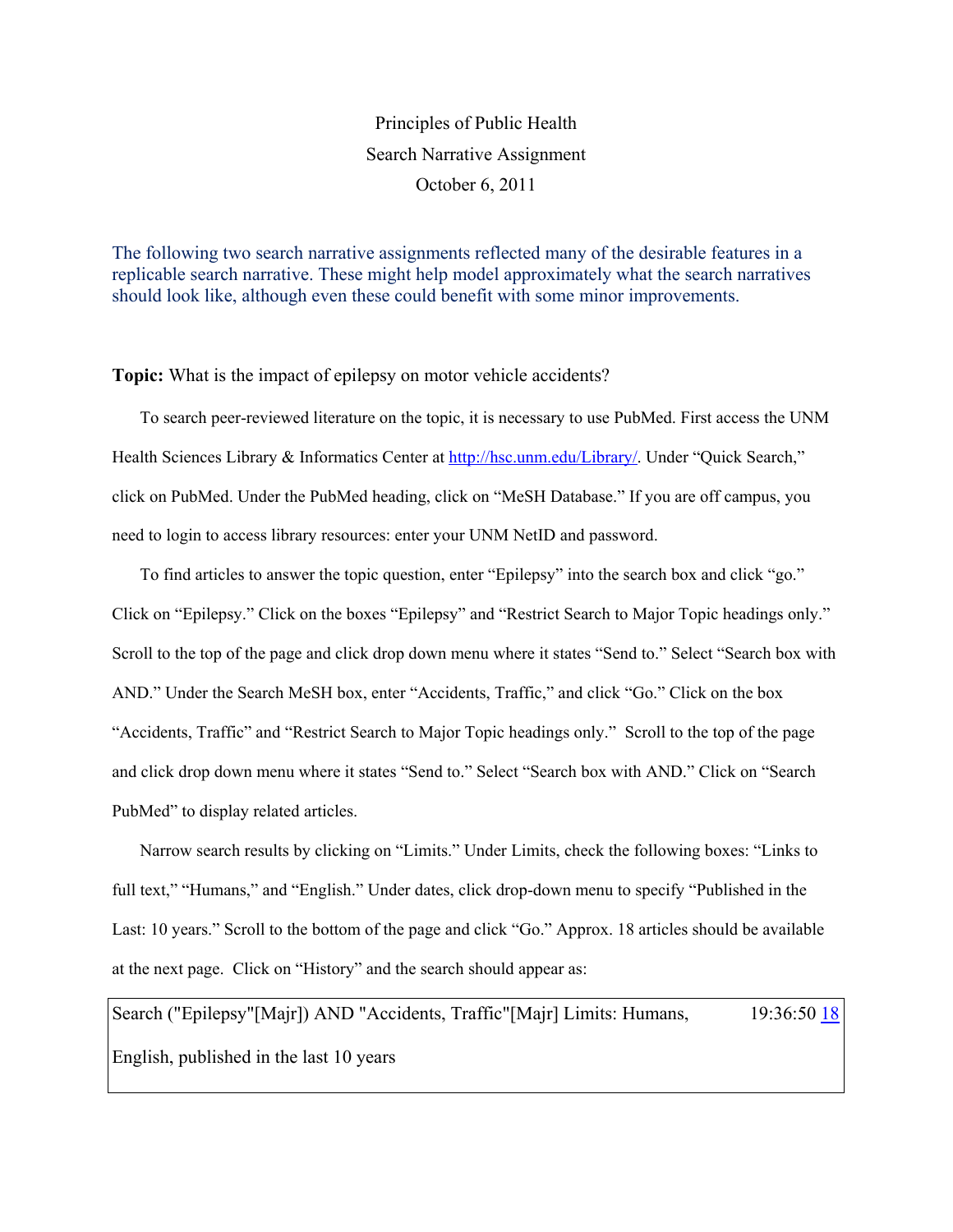Principles of Public Health

Search Narrative Assignment

October 6, 2011

The following two search narrative assignments reflected many of the desirable features in a replicable search narrative. These might help model approximately what the search narratives should look like, although even these could benefit with some minor improvements.

**Topic:** What is the impact of epilepsy on motor vehicle accidents?

To search peer-reviewed literature on the topic, it is necessary to use PubMed. First access the UNM Health Sciences Library & Informatics Center at http://hsc.unm.edu/Library/. Under "Quick Search," click on PubMed. Under the PubMed heading, click on "MeSH Database." If you are off campus, you need to login to access library resources: enter your UNM NetID and password.

To find articles to answer the topic question, enter "Epilepsy" into the search box and click "go." Click on "Epilepsy." Click on the boxes "Epilepsy" and "Restrict Search to Major Topic headings only." Scroll to the top of the page and click drop down menu where it states "Send to." Select "Search box with AND." Under the Search MeSH box, enter "Accidents, Traffic," and click "Go." Click on the box "Accidents, Traffic" and "Restrict Search to Major Topic headings only." Scroll to the top of the page and click drop down menu where it states "Send to." Select "Search box with AND." Click on "Search PubMed" to display related articles.

Narrow search results by clicking on "Limits." Under Limits, check the following boxes: "Links to full text," "Humans," and "English." Under dates, click drop-down menu to specify "Published in the Last: 10 years." Scroll to the bottom of the page and click "Go." Approx. 18 articles should be available at the next page. Click on "History" and the search should appear as:

| Search ("Epilepsy"[Majr]) AND "Accidents, Traffic"[Majr] Limits: Humans, English, published in the last 10 years | 19:36:50 | 18 |
|---|---|---|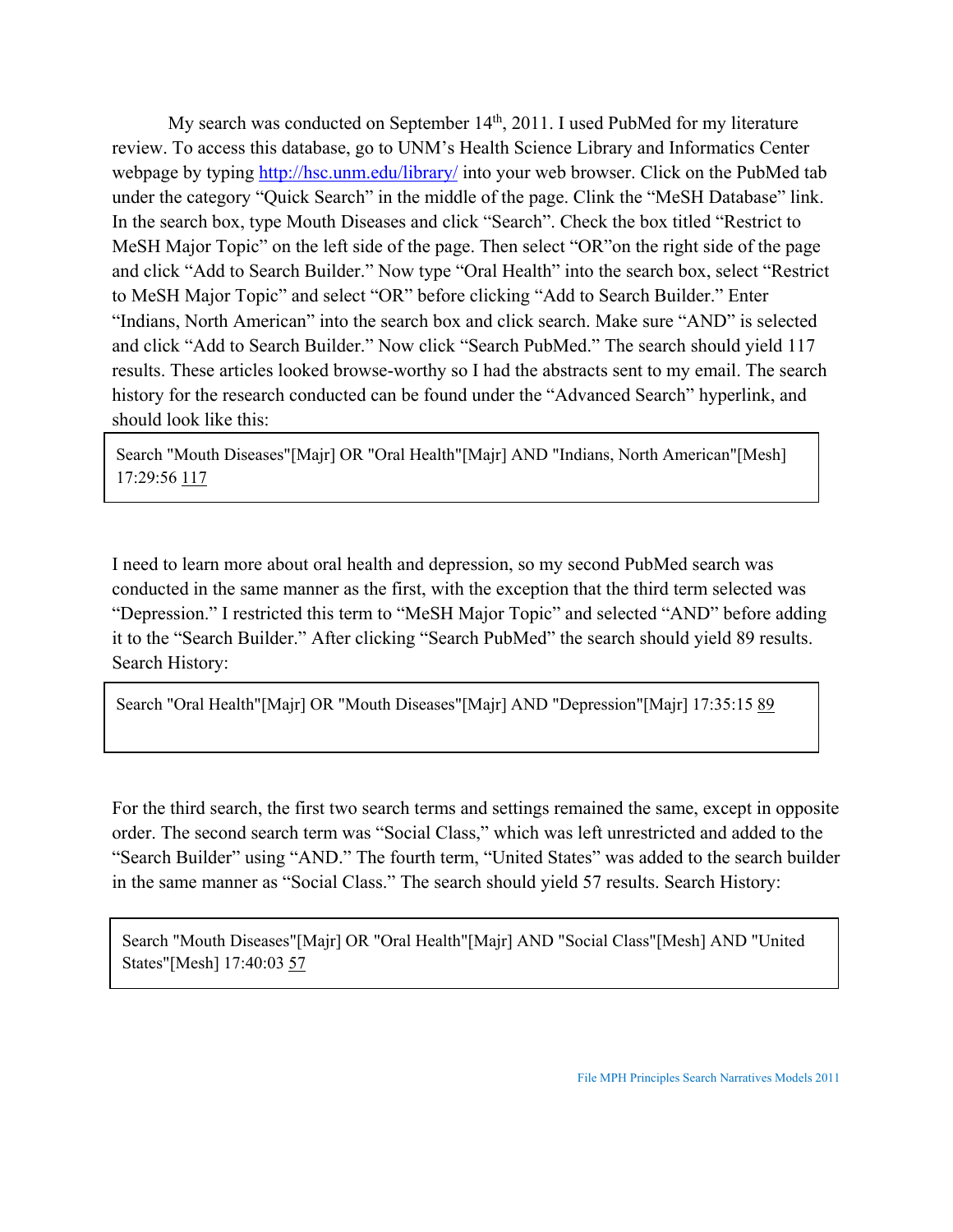My search was conducted on September 14th, 2011. I used PubMed for my literature review. To access this database, go to UNM's Health Science Library and Informatics Center webpage by typing http://hsc.unm.edu/library/ into your web browser. Click on the PubMed tab under the category "Quick Search" in the middle of the page. Clink the "MeSH Database" link. In the search box, type Mouth Diseases and click "Search". Check the box titled "Restrict to MeSH Major Topic" on the left side of the page. Then select "OR"on the right side of the page and click "Add to Search Builder." Now type "Oral Health" into the search box, select "Restrict to MeSH Major Topic" and select "OR" before clicking "Add to Search Builder." Enter "Indians, North American" into the search box and click search. Make sure "AND" is selected and click "Add to Search Builder." Now click "Search PubMed." The search should yield 117 results. These articles looked browse-worthy so I had the abstracts sent to my email. The search history for the research conducted can be found under the "Advanced Search" hyperlink, and should look like this:

> Search "Mouth Diseases"[Majr] OR "Oral Health"[Majr] AND "Indians, North American"[Mesh] 17:29:56 117

I need to learn more about oral health and depression, so my second PubMed search was conducted in the same manner as the first, with the exception that the third term selected was "Depression." I restricted this term to "MeSH Major Topic" and selected "AND" before adding it to the "Search Builder." After clicking "Search PubMed" the search should yield 89 results. Search History:

> Search "Oral Health"[Majr] OR "Mouth Diseases"[Majr] AND "Depression"[Majr] 17:35:15 89

For the third search, the first two search terms and settings remained the same, except in opposite order. The second search term was "Social Class," which was left unrestricted and added to the "Search Builder" using "AND." The fourth term, "United States" was added to the search builder in the same manner as "Social Class." The search should yield 57 results. Search History:

> Search "Mouth Diseases"[Majr] OR "Oral Health"[Majr] AND "Social Class"[Mesh] AND "United States"[Mesh] 17:40:03 57